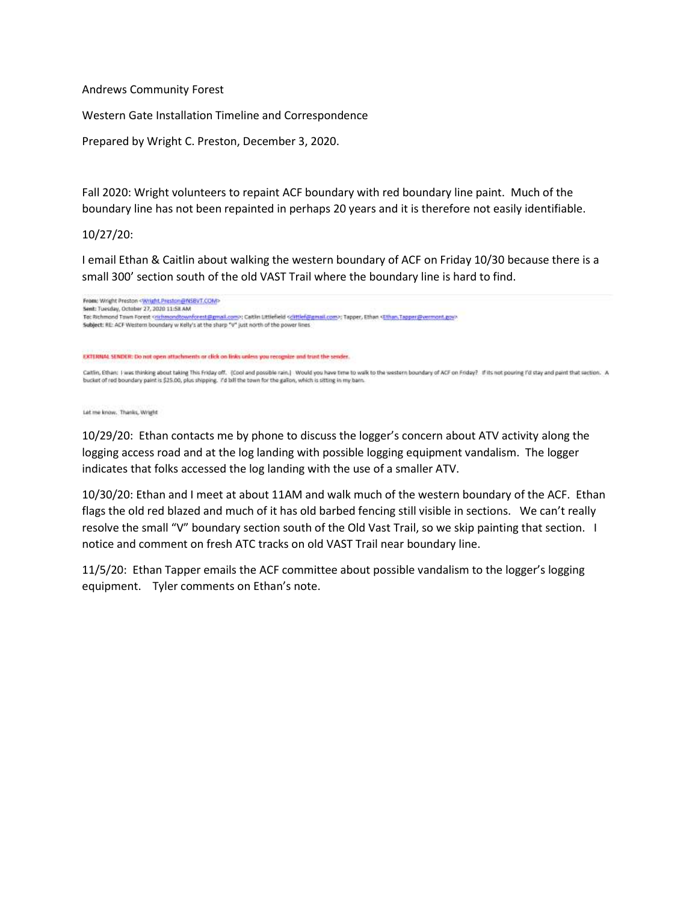Andrews Community Forest

Western Gate Installation Timeline and Correspondence

Prepared by Wright C. Preston, December 3, 2020.

Fall 2020: Wright volunteers to repaint ACF boundary with red boundary line paint. Much of the boundary line has not been repainted in perhaps 20 years and it is therefore not easily identifiable.

10/27/20:

I email Ethan & Caitlin about walking the western boundary of ACF on Friday 10/30 because there is a small 300' section south of the old VAST Trail where the boundary line is hard to find.

**From:** Wright Preston <Wright.Preston@NSBVT.COM>
**Sent:** Tuesday, October 27, 2020 11:58 AM
**To:** Richmond Town Forest <richmondtownforest@gmail.com>; Caitlin Littlefield <clittlef@gmail.com>; Tapper, Ethan <Ethan.Tapper@vermont.gov>
**Subject:** RE: ACF Western boundary w Kelly's at the sharp "V" just north of the power lines

EXTERNAL SENDER: Do not open attachments or click on links unless you recognize and trust the sender.

Caitlin, Ethan: I was thinking about taking This Friday off. (Cool and possible rain.) Would you have time to walk to the western boundary of ACF on Friday? If its not pouring I'd stay and paint that section. A bucket of red boundary paint is $25.00, plus shipping. I'd bill the town for the gallon, which is sitting in my barn.

Let me know. Thanks, Wright

10/29/20: Ethan contacts me by phone to discuss the logger's concern about ATV activity along the logging access road and at the log landing with possible logging equipment vandalism. The logger indicates that folks accessed the log landing with the use of a smaller ATV.

10/30/20: Ethan and I meet at about 11AM and walk much of the western boundary of the ACF. Ethan flags the old red blazed and much of it has old barbed fencing still visible in sections. We can't really resolve the small "V" boundary section south of the Old Vast Trail, so we skip painting that section. I notice and comment on fresh ATC tracks on old VAST Trail near boundary line.

11/5/20: Ethan Tapper emails the ACF committee about possible vandalism to the logger's logging equipment. Tyler comments on Ethan's note.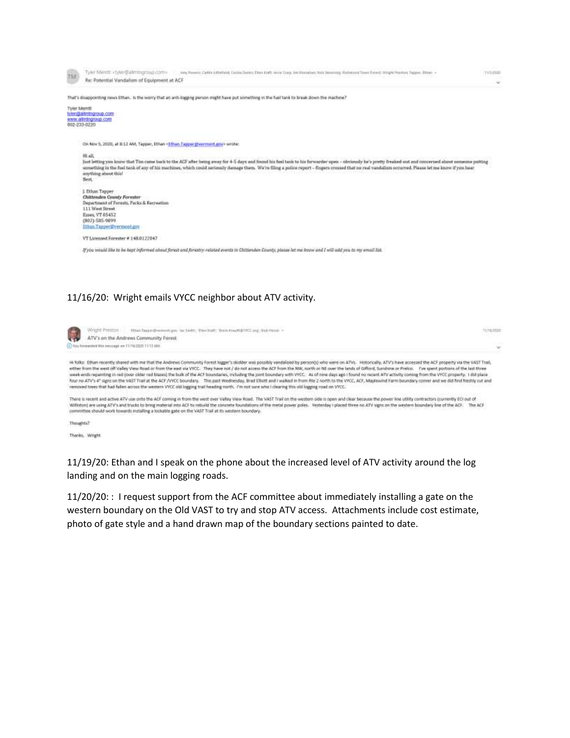Tyler Merritt <tyler@allmtngroup.com>

Re: Potential Vandalism of Equipment at ACF

11/5/2020

That's disappointing news Ethan. Is the worry that an anti-logging person might have put something in the fuel tank to break down the machine?

Tyler Merritt
tyler@allmtngroup.com
www.allmtngroup.com
802-233-0220

On Nov 5, 2020, at 8:12 AM, Tapper, Ethan <Ethan.Tapper@vermont.gov> wrote:

Hi all,

Just letting you know that Tim came back to the ACF after being away for 4-5 days and found his fuel tank to his forwarder open – obviously he's pretty freaked-out and concerned about someone putting something in the fuel tank of any of his machines, which could seriously damage them. We're filing a police report – fingers crossed that no real vandalism occurred. Please let me know if you hear anything about this!

Best,

J. Ethan Tapper
*Chittenden County Forester*
Department of Forests, Parks & Recreation
111 West Street
Essex, VT 05452
(802)-585-9099
Ethan.Tapper@vermont.gov

VT Licensed Forester # 148.0122047

*If you would like to be kept informed about forest and forestry-related events in Chittenden County, please let me know and I will add you to my email list.*

11/16/20: Wright emails VYCC neighbor about ATV activity.

Wright Preston

ATV's on the Andrews Community Forest

11/16/2020

You forwarded this message on 11/16/2020 11:13 AM.

Hi folks: Ethan recently shared with me that the Andrews Community Forest logger's skidder was possibly vandalized by person(s) who were on ATVs. Historically, ATV's have accessed the ACF property via the VAST Trail, either from the west off Valley View Road or from the east via VYCC. They have not / do not access the ACF from the NW, north or NE over the lands of Gifford, Sunshine or Prelco. I've spent portions of the last three week-ends repainting in red (over older red blazes) the bulk of the ACF boundaries, including the joint boundary with VYCC. As of nine days ago I found no recent ATV activity coming from the VYCC property. I did place four no ATV's 4" signs on the VAST Trail at the ACF /VYCC boundary. This past Wednesday, Brad Elliott and I walked in from Rte 2 north to the VYCC, ACF, Maplewind Farm boundary corner and we did find freshly cut and removed trees that had fallen across the western VYCC old logging trail heading north. I'm not sure who I clearing this old logging road on VYCC.

There is recent and active ATV use onto the ACF coming in from the west over Valley View Road. The VAST Trail on the western side is open and clear because the power line utility contractors (currently ECI out of Williston) are using ATV's and trucks to bring material into ACF to rebuild the concrete foundations of the metal power poles. Yesterday I placed three no ATV signs on the western boundary line of the ACF. The ACF committee should work towards installing a lockable gate on the VAST Trail at its western boundary.

Thoughts?

Thanks, Wright

11/19/20: Ethan and I speak on the phone about the increased level of ATV activity around the log landing and on the main logging roads.

11/20/20: : I request support from the ACF committee about immediately installing a gate on the western boundary on the Old VAST to try and stop ATV access. Attachments include cost estimate, photo of gate style and a hand drawn map of the boundary sections painted to date.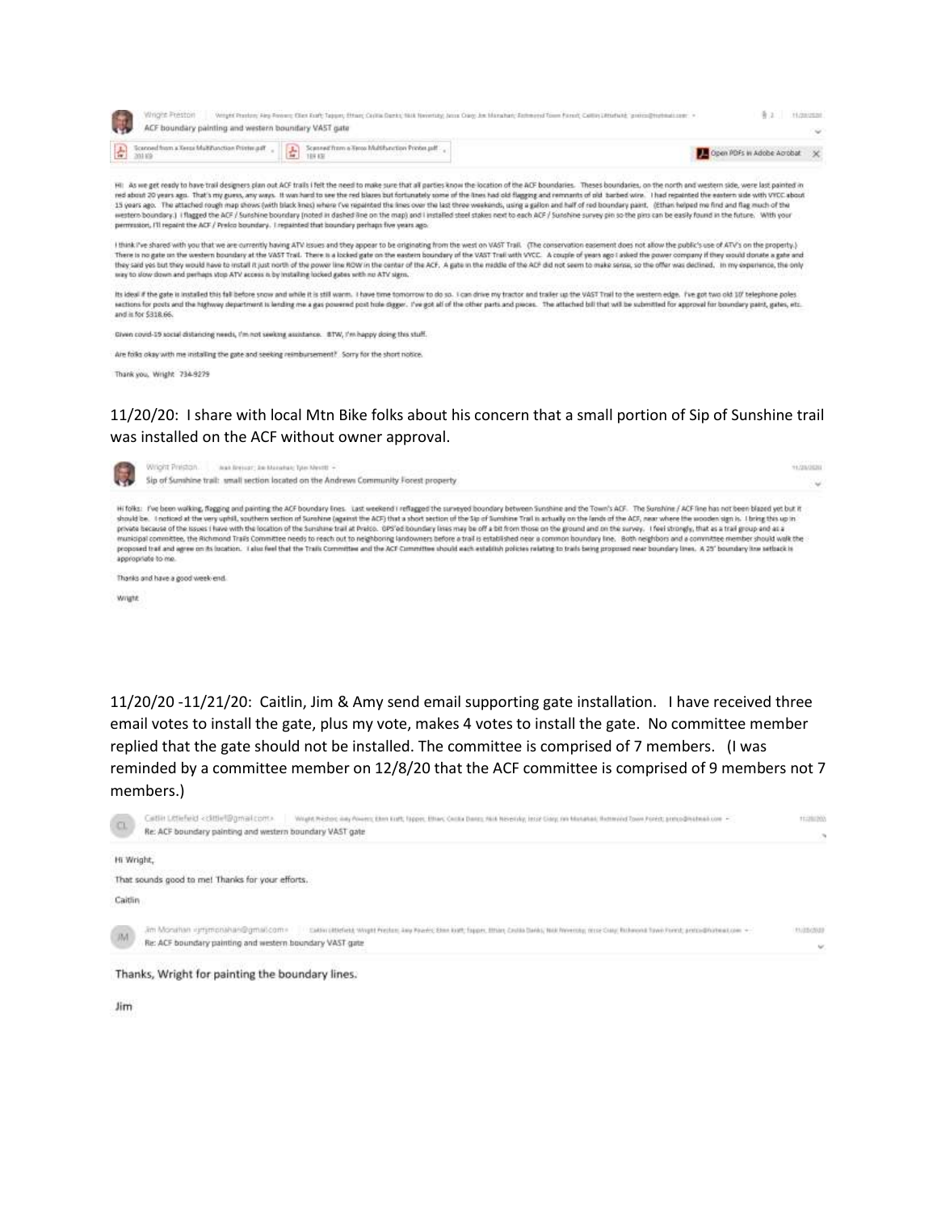Wright Preston | Wright Preston; Amy Powers; Ellen Kraft; Tapper; Ethan; Cecilia Danks; Nick Neverisky; Jesse Crary; Jim Monahan; Richmond Town Forest; Caitlin Littlefield; 'pretco@hotmail.com' | 11/20/2020

ACF boundary painting and western boundary VAST gate

Scanned from a Xerox Multifunction Printer.pdf (203 KB) | Scanned from a Xerox Multifunction Printer.pdf (159 KB) | Open PDFs in Adobe Acrobat

Hi: As we get ready to have trail designers plan out ACF trails I felt the need to make sure that all parties know the location of the ACF boundaries. Theses boundaries, on the north and western side, were last painted in red about 20 years ago. That's my guess, any ways. It was hard to see the red blazes but fortunately some of the lines had old flagging and remnants of old barbed wire. I had repainted the eastern side with VYCC about 15 years ago. The attached rough map shows (with black lines) where I've repainted the lines over the last three weekends, using a gallon and half of red boundary paint. (Ethan helped me find and flag much of the western boundary.) I flagged the ACF / Sunshine boundary (noted in dashed line on the map) and I installed steel stakes next to each ACF / Sunshine survey pin so the pins can be easily found in the future. With your permission, I'll repaint the ACF / Prelco boundary. I repainted that boundary perhaps five years ago.

I think I've shared with you that we are currently having ATV issues and they appear to be originating from the west on VAST Trail. (The conservation easement does not allow the public's use of ATV's on the property.) There is no gate on the western boundary at the VAST Trail. There is a locked gate on the eastern boundary of the VAST Trail with VYCC. A couple of years ago I asked the power company if they would donate a gate and they said yes but they would have to install it just north of the power line ROW in the center of the ACF. A gate in the middle of the ACF did not seem to make sense, so the offer was declined. In my experience, the only way to slow down and perhaps stop ATV access is by installing locked gates with no ATV signs.

Its ideal if the gate is installed this fall before snow and while it is still warm. I have time tomorrow to do so. I can drive my tractor and trailer up the VAST Trail to the western edge. I've got two old 10' telephone poles sections for posts and the highway department is lending me a gas powered post hole digger. I've got all of the other parts and pieces. The attached bill that will be submitted for approval for boundary paint, gates, etc. and is for $318.66.

Given covid-19 social distancing needs, I'm not seeking assistance. BTW, I'm happy doing this stuff.

Are folks okay with me installing the gate and seeking reimbursement? Sorry for the short notice.

Thank you, Wright 734-9279

11/20/20: I share with local Mtn Bike folks about his concern that a small portion of Sip of Sunshine trail was installed on the ACF without owner approval.

Wright Preston | Matt Bresser; Jim Monahan; Tyler Merritt | 11/20/2020

Sip of Sunshine trail: small section located on the Andrews Community Forest property

Hi folks: I've been walking, flagging and painting the ACF boundary lines. Last weekend I reflagged the surveyed boundary between Sunshine and the Town's ACF. The Sunshine / ACF line has not been blazed yet but it should be. I noticed at the very uphill, southern section of Sunshine (against the ACF) that a short section of the Sip of Sunshine Trail is actually on the lands of the ACF, near where the wooden sign is. I bring this up in private because of the issues I have with the location of the Sunshine trail at Prelco. GPS'ed boundary lines may be off a bit from those on the ground and on the survey. I feel strongly, that as a trail group and as a municipal committee, the Richmond Trails Committee needs to reach out to neighboring landowners before a trail is established near a common boundary line. Both neighbors and a committee member should walk the proposed trail and agree on its location. I also feel that the Trails Committee and the ACF Committee should each establish policies relating to trails being proposed near boundary lines. A 25' boundary line setback is appropriate to me.

Thanks and have a good week-end.

Wright

11/20/20 -11/21/20: Caitlin, Jim & Amy send email supporting gate installation. I have received three email votes to install the gate, plus my vote, makes 4 votes to install the gate. No committee member replied that the gate should not be installed. The committee is comprised of 7 members. (I was reminded by a committee member on 12/8/20 that the ACF committee is comprised of 9 members not 7 members.)

Caitlin Littlefield <clittlef@gmail.com> | Wright Preston; Amy Powers; Ellen Kraft; Tapper; Ethan; Cecilia Danks; Nick Neverisky; Jesse Crary; Jim Monahan; Richmond Town Forest; pretco@hotmail.com | 11/20/2020

Re: ACF boundary painting and western boundary VAST gate

Hi Wright,

That sounds good to me! Thanks for your efforts.

Caitlin

Jim Monahan <jmymonahan@gmail.com> | Caitlin Littlefield; Wright Preston; Amy Powers; Ellen Kraft; Tapper; Ethan; Cecilia Danks; Nick Neverisky; Jesse Crary; Richmond Town Forest; pretco@hotmail.com | 11/20/2020

Re: ACF boundary painting and western boundary VAST gate

Thanks, Wright for painting the boundary lines.

Jim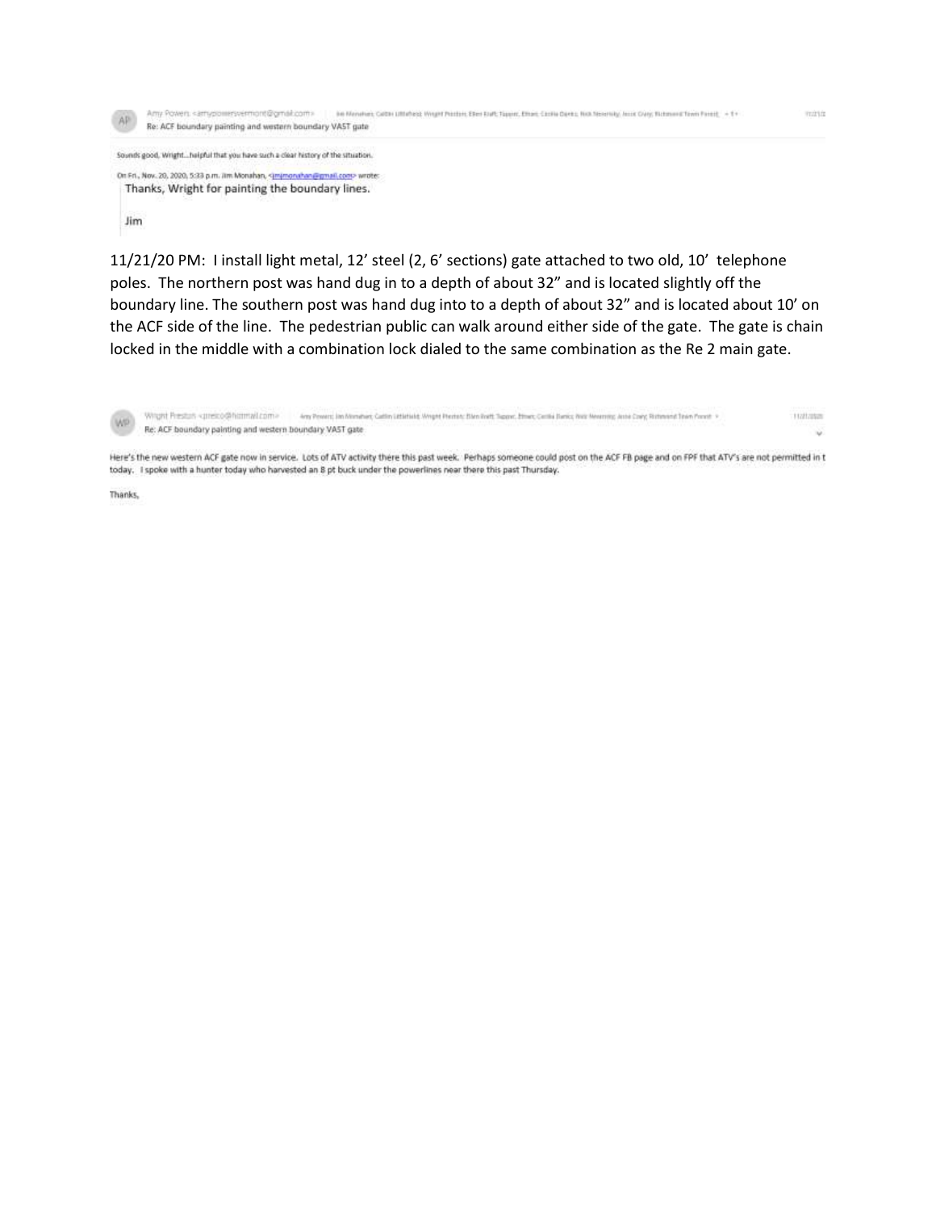AP Amy Powers <amypowersvermont@gmail.com> | Jim Monahan; Caitlin Littlefield; Wright Preston; Ellen Kraft; Tapper; Ethan; Cecilia Danks; Nick Neverisky; Jesse Crary; Richmond Town Forest; + 1 + 11/21/2

Re: ACF boundary painting and western boundary VAST gate

Sounds good, Wright...helpful that you have such a clear history of the situation.

On Fri., Nov. 20, 2020, 5:33 p.m. Jim Monahan, <jimjmonahan@gmail.com> wrote:

> Thanks, Wright for painting the boundary lines.
>
> Jim

11/21/20 PM: I install light metal, 12' steel (2, 6' sections) gate attached to two old, 10' telephone poles. The northern post was hand dug in to a depth of about 32" and is located slightly off the boundary line. The southern post was hand dug into to a depth of about 32" and is located about 10' on the ACF side of the line. The pedestrian public can walk around either side of the gate. The gate is chain locked in the middle with a combination lock dialed to the same combination as the Re 2 main gate.

WP Wright Preston <presco@hotmail.com> | Amy Powers; Jim Monahan; Caitlin Littlefield; Wright Preston; Ellen Kraft; Tapper; Ethan; Cecilia Danks; Nick Neverisky; Jesse Crary; Richmond Town Forest + 11/21/2020

Re: ACF boundary painting and western boundary VAST gate

Here's the new western ACF gate now in service. Lots of ATV activity there this past week. Perhaps someone could post on the ACF FB page and on FPF that ATV's are not permitted in t today. I spoke with a hunter today who harvested an 8 pt buck under the powerlines near there this past Thursday.

Thanks,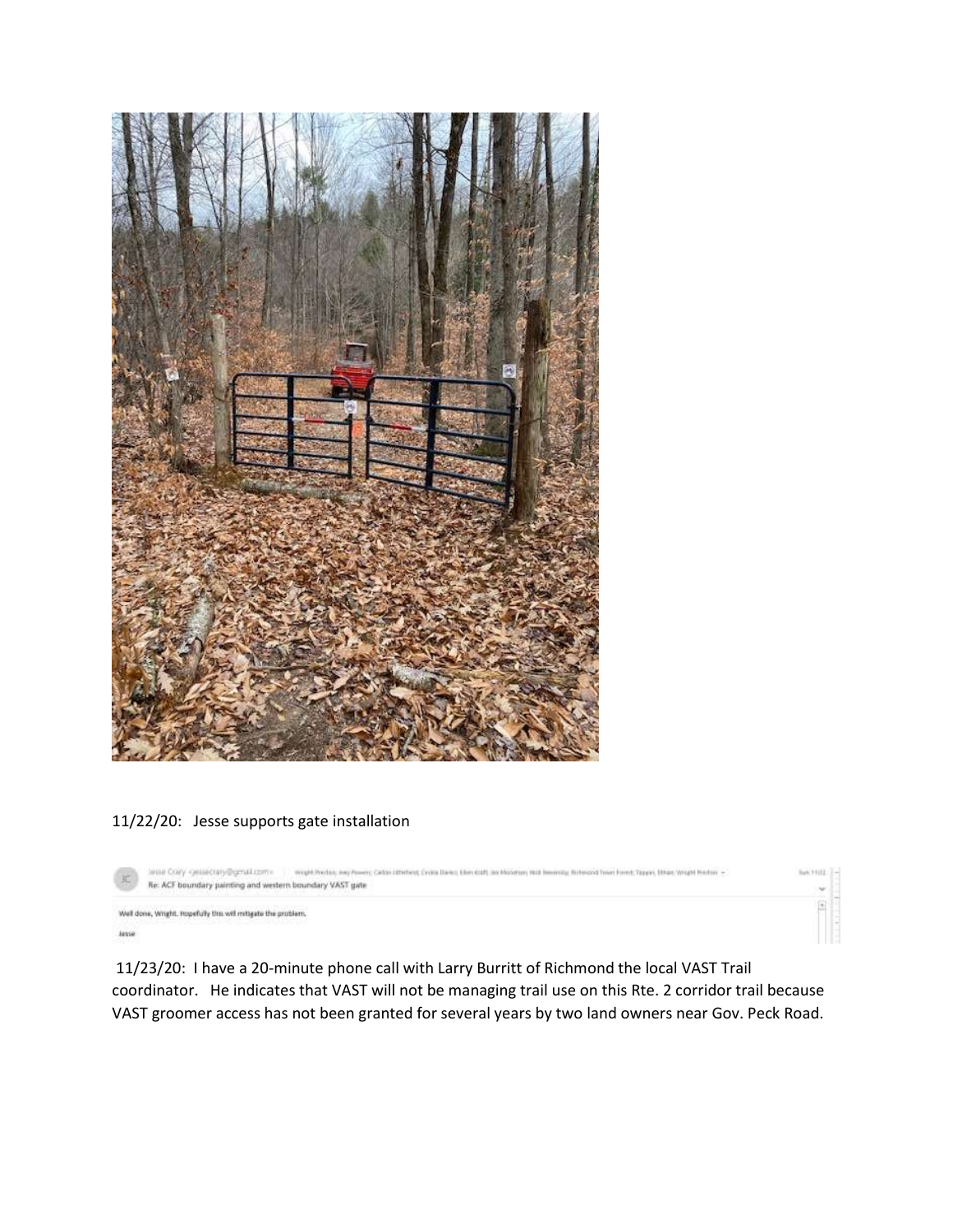11/22/20: Jesse supports gate installation

Jesse Crary <jessecrary@gmail.com>
Re: ACF boundary painting and western boundary VAST gate

Well done, Wright. Hopefully this will mitigate the problem.

Jesse

11/23/20: I have a 20-minute phone call with Larry Burritt of Richmond the local VAST Trail coordinator. He indicates that VAST will not be managing trail use on this Rte. 2 corridor trail because VAST groomer access has not been granted for several years by two land owners near Gov. Peck Road.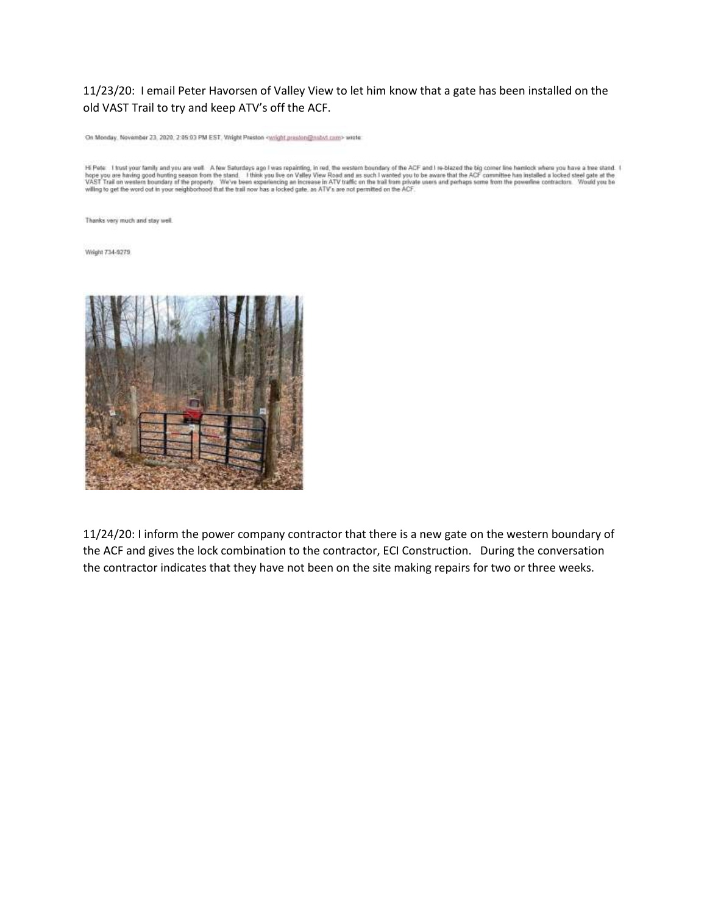11/23/20: I email Peter Havorsen of Valley View to let him know that a gate has been installed on the old VAST Trail to try and keep ATV's off the ACF.

On Monday, November 23, 2020, 2:05:03 PM EST, Wright Preston <wright.preston@nabvt.com> wrote:

Hi Pete: I trust your family and you are well. A few Saturdays ago I was repainting, in red, the western boundary of the ACF and I re-blazed the big corner line hemlock where you have a tree stand. I hope you are having good hunting season from the stand. I think you live on Valley View Road and as such I wanted you to be aware that the ACF committee has installed a locked steel gate at the VAST Trail on western boundary of the property. We've been experiencing an increase in ATV traffic on the trail from private users and perhaps some from the powerline contractors. Would you be willing to get the word out in your neighborhood that the trail now has a locked gate, as ATV's are not permitted on the ACF.

Thanks very much and stay well.

Wright 734-9279

11/24/20: I inform the power company contractor that there is a new gate on the western boundary of the ACF and gives the lock combination to the contractor, ECI Construction. During the conversation the contractor indicates that they have not been on the site making repairs for two or three weeks.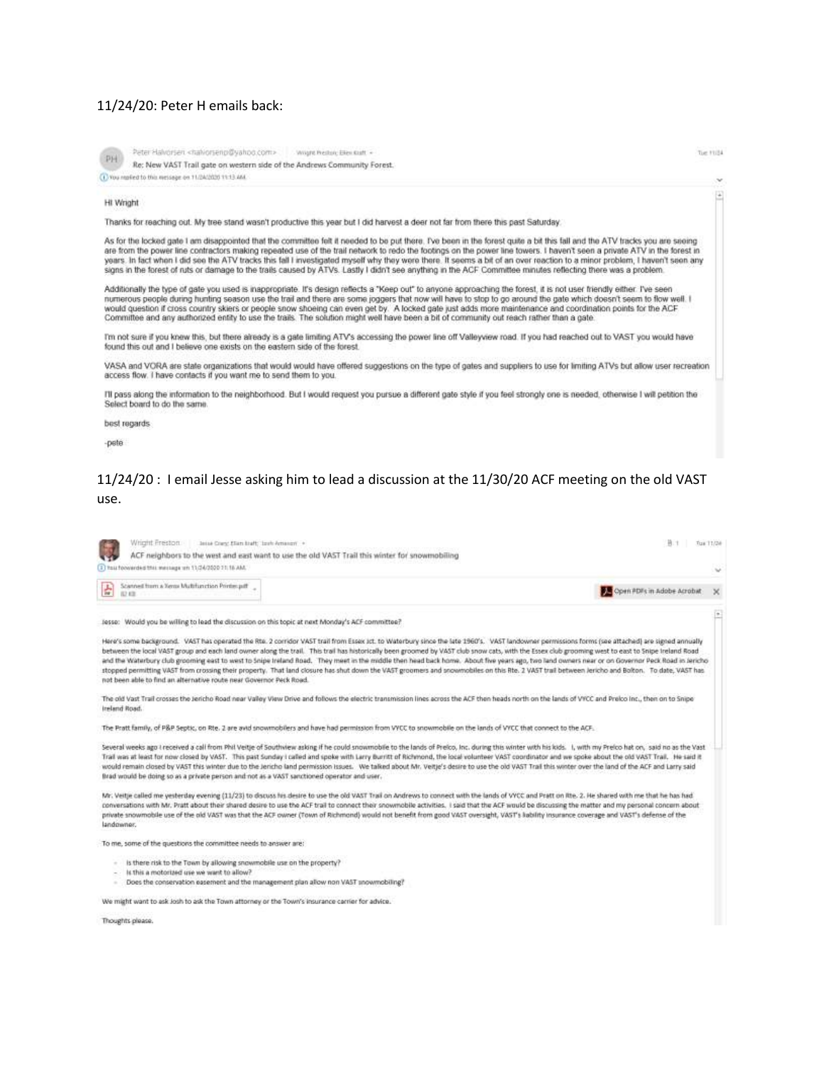11/24/20: Peter H emails back:

Peter Halvorsen <halvorsenp@yahoo.com> | Wright Preston; Ellen Kraft

Tue 11/24

Re: New VAST Trail gate on western side of the Andrews Community Forest.

You replied to this message on 11/24/2020 11:13 AM.

HI Wright

Thanks for reaching out. My tree stand wasn't productive this year but I did harvest a deer not far from there this past Saturday.

As for the locked gate I am disappointed that the committee felt it needed to be put there. I've been in the forest quite a bit this fall and the ATV tracks you are seeing are from the power line contractors making repeated use of the trail network to redo the footings on the power line towers. I haven't seen a private ATV in the forest in years. In fact when I did see the ATV tracks this fall I investigated myself why they were there. It seems a bit of an over reaction to a minor problem, I haven't seen any signs in the forest of ruts or damage to the trails caused by ATVs. Lastly I didn't see anything in the ACF Committee minutes reflecting there was a problem.

Additionally the type of gate you used is inappropriate. It's design reflects a "Keep out" to anyone approaching the forest, it is not user friendly either. I've seen numerous people during hunting season use the trail and there are some joggers that now will have to stop to go around the gate which doesn't seem to flow well. I would question if cross country skiers or people snow shoeing can even get by. A locked gate just adds more maintenance and coordination points for the ACF Committee and any authorized entity to use the trails. The solution might well have been a bit of community out reach rather than a gate.

I'm not sure if you knew this, but there already is a gate limiting ATV's accessing the power line off Valleyview road. If you had reached out to VAST you would have found this out and I believe one exists on the eastern side of the forest.

VASA and VORA are state organizations that would would have offered suggestions on the type of gates and suppliers to use for limiting ATVs but allow user recreation access flow. I have contacts if you want me to send them to you.

I'll pass along the information to the neighborhood. But I would request you pursue a different gate style if you feel strongly one is needed, otherwise I will petition the Select board to do the same.

best regards

-pete

11/24/20 : I email Jesse asking him to lead a discussion at the 11/30/20 ACF meeting on the old VAST use.

Wright Preston | Jesse Crary; Ellen Kraft; Josh Arneson

Tue 11/24

ACF neighbors to the west and east want to use the old VAST Trail this winter for snowmobiling

You forwarded this message on 11/24/2020 11:16 AM.

Scanned from a Xerox Multifunction Printer.pdf

Jesse: Would you be willing to lead the discussion on this topic at next Monday's ACF committee?

Here's some background. VAST has operated the Rte. 2 corridor VAST trail from Essex Jct. to Waterbury since the late 1960's. VAST landowner permissions forms (see attached) are signed annually between the local VAST group and each land owner along the trail. This trail has historically been groomed by VAST club snow cats, with the Essex club grooming west to east to Snipe Ireland Road and the Waterbury club grooming east to west to Snipe Ireland Road. They meet in the middle then head back home. About five years ago, two land owners near or on Governor Peck Road in Jericho stopped permitting VAST from crossing their property. That land closure has shut down the VAST groomers and snowmobiles on this Rte. 2 VAST trail between Jericho and Bolton. To date, VAST has not been able to find an alternative route near Governor Peck Road.

The old Vast Trail crosses the Jericho Road near Valley View Drive and follows the electric transmission lines across the ACF then heads north on the lands of VYCC and Prelco Inc., then on to Snipe Ireland Road.

The Pratt family, of P&P Septic, on Rte. 2 are avid snowmobilers and have had permission from VYCC to snowmobile on the lands of VYCC that connect to the ACF.

Several weeks ago I received a call from Phil Veitje of Southview asking if he could snowmobile to the lands of Prelco, Inc. during this winter with his kids. I, with my Prelco hat on, said no as the Vast Trail was at least for now closed by VAST. This past Sunday I called and spoke with Larry Burritt of Richmond, the local volunteer VAST coordinator and we spoke about the old VAST Trail. He said it would remain closed by VAST this winter due to the Jericho land permission issues. We talked about Mr. Veitje's desire to use the old VAST Trail this winter over the land of the ACF and Larry said Brad would be doing so as a private person and not as a VAST sanctioned operator and user.

Mr. Veitje called me yesterday evening (11/23) to discuss his desire to use the old VAST Trail on Andrews to connect with the lands of VYCC and Pratt on Rte. 2. He shared with me that he has had conversations with Mr. Pratt about their shared desire to use the ACF trail to connect their snowmobile activities. I said that the ACF would be discussing the matter and my personal concern about private snowmobile use of the old VAST was that the ACF owner (Town of Richmond) would not benefit from good VAST oversight, VAST's liability insurance coverage and VAST's defense of the landowner.

To me, some of the questions the committee needs to answer are:

- Is there risk to the Town by allowing snowmobile use on the property?
- Is this a motorized use we want to allow?
- Does the conservation easement and the management plan allow non VAST snowmobiling?

We might want to ask Josh to ask the Town attorney or the Town's insurance carrier for advice.

Thoughts please.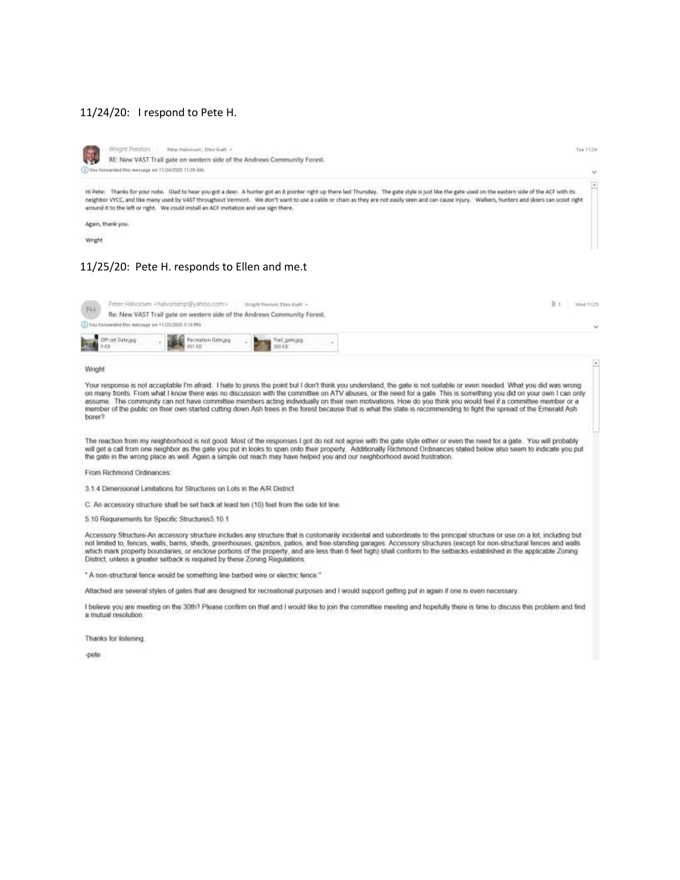11/24/20: I respond to Pete H.

Wright Preston | Peter Halvorsen; Ellen Kraft

RE: New VAST Trail gate on western side of the Andrews Community Forest.

You forwarded this message on 11/24/2020 11:28 AM.

Tue 11/24

Hi Pete: Thanks for your note. Glad to hear you got a deer. A hunter got an 8 pointer right up there last Thursday. The gate style is just like the gate used on the eastern side of the ACF with its neighbor VYCC, and like many used by VAST throughout Vermont. We don't want to use a cable or chain as they are not easily seen and can cause injury. Walkers, hunters and skiers can scoot right around it to the left or right. We could install an ACF invitation and use sign there.

Again, thank you.

Wright

11/25/20: Pete H. responds to Ellen and me.t

Peter Halvorsen <halvorsenp@yahoo.com> | Wright Preston; Ellen Kraft

Re: New VAST Trail gate on western side of the Andrews Community Forest.

You forwarded this message on 11/25/2020 3:18 PM.

Wed 11/25

Off-set Gate.jpg 9 KB | Recreation Gate.jpg 897 KB | Trail_gate.jpg 389 KB

Wright

Your response is not acceptable I'm afraid. I hate to press the point but I don't think you understand, the gate is not suitable or even needed. What you did was wrong on many fronts. From what I know there was no discussion with the committee on ATV abuses, or the need for a gate. This is something you did on your own I can only assume. The community can not have committee members acting individually on their own motivations. How do you think you would feel if a committee member or a member of the public on their own started cutting down Ash trees in the forest because that is what the state is recommending to fight the spread of the Emerald Ash borer?

The reaction from my neighborhood is not good. Most of the responses I got do not not agree with the gate style either or even the need for a gate. You will probably will get a call from one neighbor as the gate you put in looks to span onto their property. Additionally Richmond Ordinances stated below also seem to indicate you put the gate in the wrong place as well. Again a simple out reach may have helped you and our neighborhood avoid frustration.

From Richmond Ordinances:

3.1.4 Dimensional Limitations for Structures on Lots in the A/R District

C. An accessory structure shall be set back at least ten (10) feet from the side lot line.

5.10 Requirements for Specific Structures5.10.1

Accessory Structure-An accessory structure includes any structure that is customarily incidental and subordinate to the principal structure or use on a lot, including but not limited to, fences, walls, barns, sheds, greenhouses, gazebos, patios, and free-standing garages. Accessory structures (except for non-structural fences and walls which mark property boundaries, or enclose portions of the property, and are less than 6 feet high) shall conform to the setbacks established in the applicable Zoning District, unless a greater setback is required by these Zoning Regulations.

" A non-structural fence would be something line barbed wire or electric fence."

Attached are several styles of gates that are designed for recreational purposes and I would support getting put in again if one is even necessary.

I believe you are meeting on the 30th? Please confirm on that and I would like to join the committee meeting and hopefully there is time to discuss this problem and find a mutual resolution.

Thanks for listening.

-pete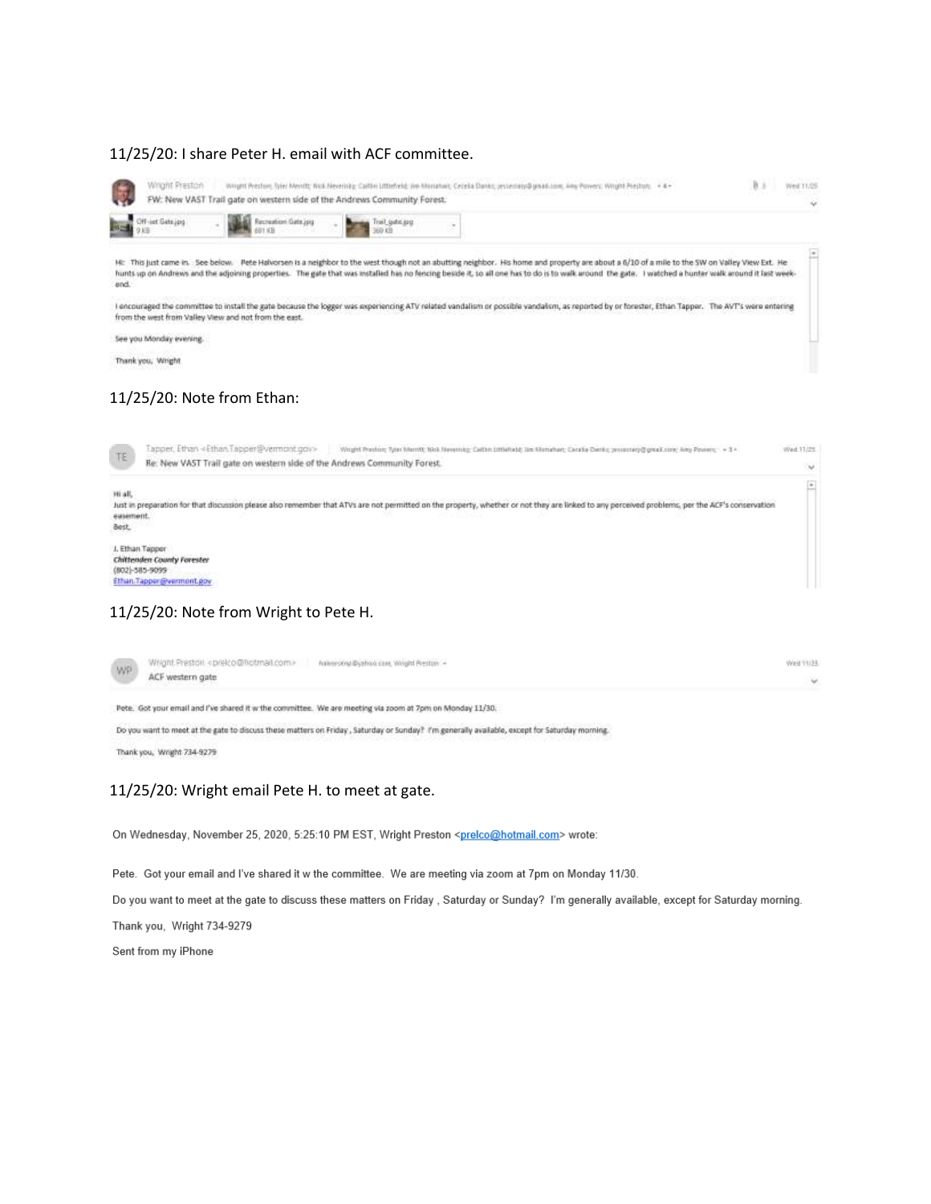11/25/20: I share Peter H. email with ACF committee.

Wright Preston | Wright Preston; Tyler Merritt; Nick Neverisky; Caitlin Littlefield; Jim Monahan; Cecelia Danks; jessestary@gmail.com; Amy Powers; Wright Preston; +4+ | Wed 11/25

FW: New VAST Trail gate on western side of the Andrews Community Forest.

Off-set Gate.jpg 9 KB | Recreation Gate.jpg 681 KB | Trail_gate.jpg 369 KB

Hi: This just came in. See below. Pete Halvorsen is a neighbor to the west though not an abutting neighbor. His home and property are about a 6/10 of a mile to the SW on Valley View Ext. He hunts up on Andrews and the adjoining properties. The gate that was installed has no fencing beside it, so all one has to do is to walk around the gate. I watched a hunter walk around it last week-end.

I encouraged the committee to install the gate because the logger was experiencing ATV related vandalism or possible vandalism, as reported by or forester, Ethan Tapper. The AVT's were entering from the west from Valley View and not from the east.

See you Monday evening.

Thank you, Wright

11/25/20: Note from Ethan:

Tapper, Ethan <Ethan.Tapper@vermont.gov> | Wright Preston; Tyler Merritt; Nick Neverisky; Caitlin Littlefield; Jim Monahan; Cecelia Danks; jessestary@gmail.com; Amy Powers; +3+ | Wed 11/25

Re: New VAST Trail gate on western side of the Andrews Community Forest.

Hi all,

Just in preparation for that discussion please also remember that ATVs are not permitted on the property, whether or not they are linked to any perceived problems, per the ACF's conservation easement.

Best,

J. Ethan Tapper
*Chittenden County Forester*
(802)-585-9099
Ethan.Tapper@vermont.gov

11/25/20: Note from Wright to Pete H.

Wright Preston <prelco@hotmail.com> | halvorsenp@yahoo.com; Wright Preston + | Wed 11/25

ACF western gate

Pete. Got your email and I've shared it w the committee. We are meeting via zoom at 7pm on Monday 11/30.

Do you want to meet at the gate to discuss these matters on Friday, Saturday or Sunday? I'm generally available, except for Saturday morning.

Thank you, Wright 734-9279

11/25/20: Wright email Pete H. to meet at gate.

On Wednesday, November 25, 2020, 5:25:10 PM EST, Wright Preston <prelco@hotmail.com> wrote:

Pete. Got your email and I've shared it w the committee. We are meeting via zoom at 7pm on Monday 11/30.

Do you want to meet at the gate to discuss these matters on Friday , Saturday or Sunday? I'm generally available, except for Saturday morning.

Thank you, Wright 734-9279

Sent from my iPhone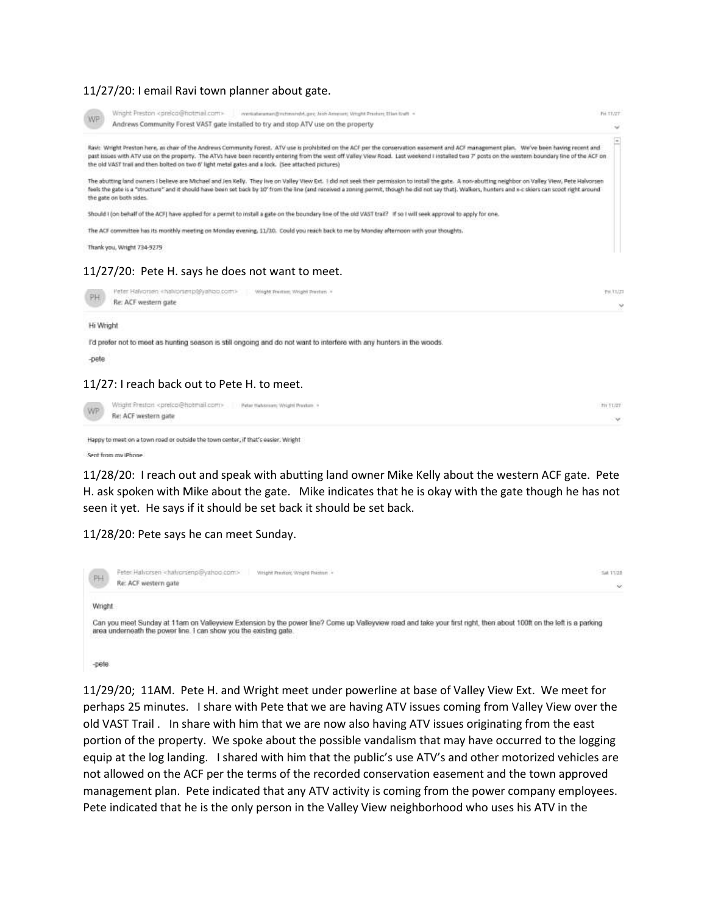11/27/20: I email Ravi town planner about gate.

Wright Preston <prelco@hotmail.com> | rvenkataraman@richmondvt.gov; Josh Arneson; Wright Preston; Ellen Kraft | Fri 11/27

Andrews Community Forest VAST gate installed to try and stop ATV use on the property

Ravi: Wright Preston here, as chair of the Andrews Community Forest. ATV use is prohibited on the ACF per the conservation easement and ACF management plan. We've been having recent and past issues with ATV use on the property. The ATVs have been recently entering from the west off Valley View Road. Last weekend I installed two 7' posts on the western boundary line of the ACF on the old VAST trail and then bolted on two 6' light metal gates and a lock. (See attached pictures)

The abutting land owners I believe are Michael and Jen Kelly. They live on Valley View Ext. I did not seek their permission to install the gate. A non-abutting neighbor on Valley View, Pete Halvorsen feels the gate is a "structure" and it should have been set back by 10' from the line (and received a zoning permit, though he did not say that). Walkers, hunters and x-c skiers can scoot right around the gate on both sides.

Should I (on behalf of the ACF) have applied for a permit to install a gate on the boundary line of the old VAST trail? If so I will seek approval to apply for one.

The ACF committee has its monthly meeting on Monday evening, 11/30. Could you reach back to me by Monday afternoon with your thoughts.

Thank you, Wright 734-9279

11/27/20: Pete H. says he does not want to meet.

Peter Halvorsen <halvorsenp@yahoo.com> | Wright Preston; Wright Preston | Fri 11/27

Re: ACF western gate

Hi Wright

I'd prefer not to meet as hunting season is still ongoing and do not want to interfere with any hunters in the woods.

-pete

11/27: I reach back out to Pete H. to meet.

Wright Preston <prelco@hotmail.com> | Peter Halvorsen; Wright Preston | Fri 11/27

Re: ACF western gate

Happy to meet on a town road or outside the town center, if that's easier. Wright

Sent from my iPhone

11/28/20: I reach out and speak with abutting land owner Mike Kelly about the western ACF gate. Pete H. ask spoken with Mike about the gate. Mike indicates that he is okay with the gate though he has not seen it yet. He says if it should be set back it should be set back.

11/28/20: Pete says he can meet Sunday.

Peter Halvorsen <halvorsenp@yahoo.com> | Wright Preston; Wright Preston | Sat 11/28

Re: ACF western gate

Wright

Can you meet Sunday at 11am on Valleyview Extension by the power line? Come up Valleyview road and take your first right, then about 100ft on the left is a parking area underneath the power line. I can show you the existing gate.

-pete

11/29/20; 11AM. Pete H. and Wright meet under powerline at base of Valley View Ext. We meet for perhaps 25 minutes. I share with Pete that we are having ATV issues coming from Valley View over the old VAST Trail . In share with him that we are now also having ATV issues originating from the east portion of the property. We spoke about the possible vandalism that may have occurred to the logging equip at the log landing. I shared with him that the public's use ATV's and other motorized vehicles are not allowed on the ACF per the terms of the recorded conservation easement and the town approved management plan. Pete indicated that any ATV activity is coming from the power company employees. Pete indicated that he is the only person in the Valley View neighborhood who uses his ATV in the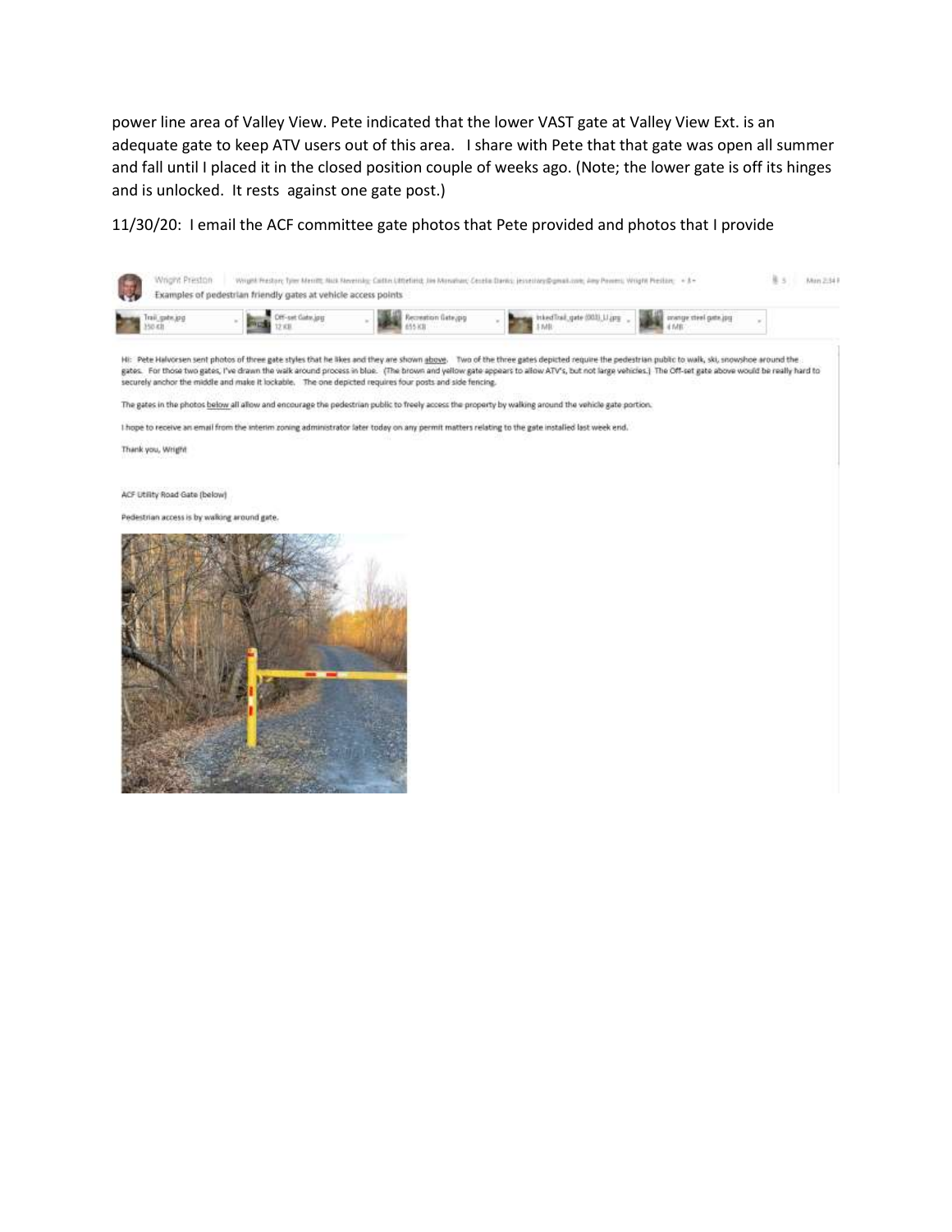power line area of Valley View. Pete indicated that the lower VAST gate at Valley View Ext. is an adequate gate to keep ATV users out of this area. I share with Pete that that gate was open all summer and fall until I placed it in the closed position couple of weeks ago. (Note; the lower gate is off its hinges and is unlocked. It rests against one gate post.)

11/30/20: I email the ACF committee gate photos that Pete provided and photos that I provide

Wright Preston | Wright Preston; Tyler Merritt; Nick Neverisky; Caitlin Littlefield; Jim Monahan; Cecelia Danks; jesseiray@gmail.com; Amy Powers; Wright Preston; + 1

Examples of pedestrian friendly gates at vehicle access points

Trail_gate.jpg 350 KB | Off-set Gate.jpg 12 KB | Recreation Gate.jpg 655 KB | InkedTrail_gate (003)_LI.jpg 1 MB | orange steel gate.jpg 4 MB

Hi: Pete Halvorsen sent photos of three gate styles that he likes and they are shown above. Two of the three gates depicted require the pedestrian public to walk, ski, snowshoe around the gates. For those two gates, I've drawn the walk around process in blue. (The brown and yellow gate appears to allow ATV's, but not large vehicles.) The Off-set gate above would be really hard to securely anchor the middle and make it lockable. The one depicted requires four posts and side fencing.

The gates in the photos below all allow and encourage the pedestrian public to freely access the property by walking around the vehicle gate portion.

I hope to receive an email from the interim zoning administrator later today on any permit matters relating to the gate installed last week end.

Thank you, Wright

ACF Utility Road Gate (below)

Pedestrian access is by walking around gate.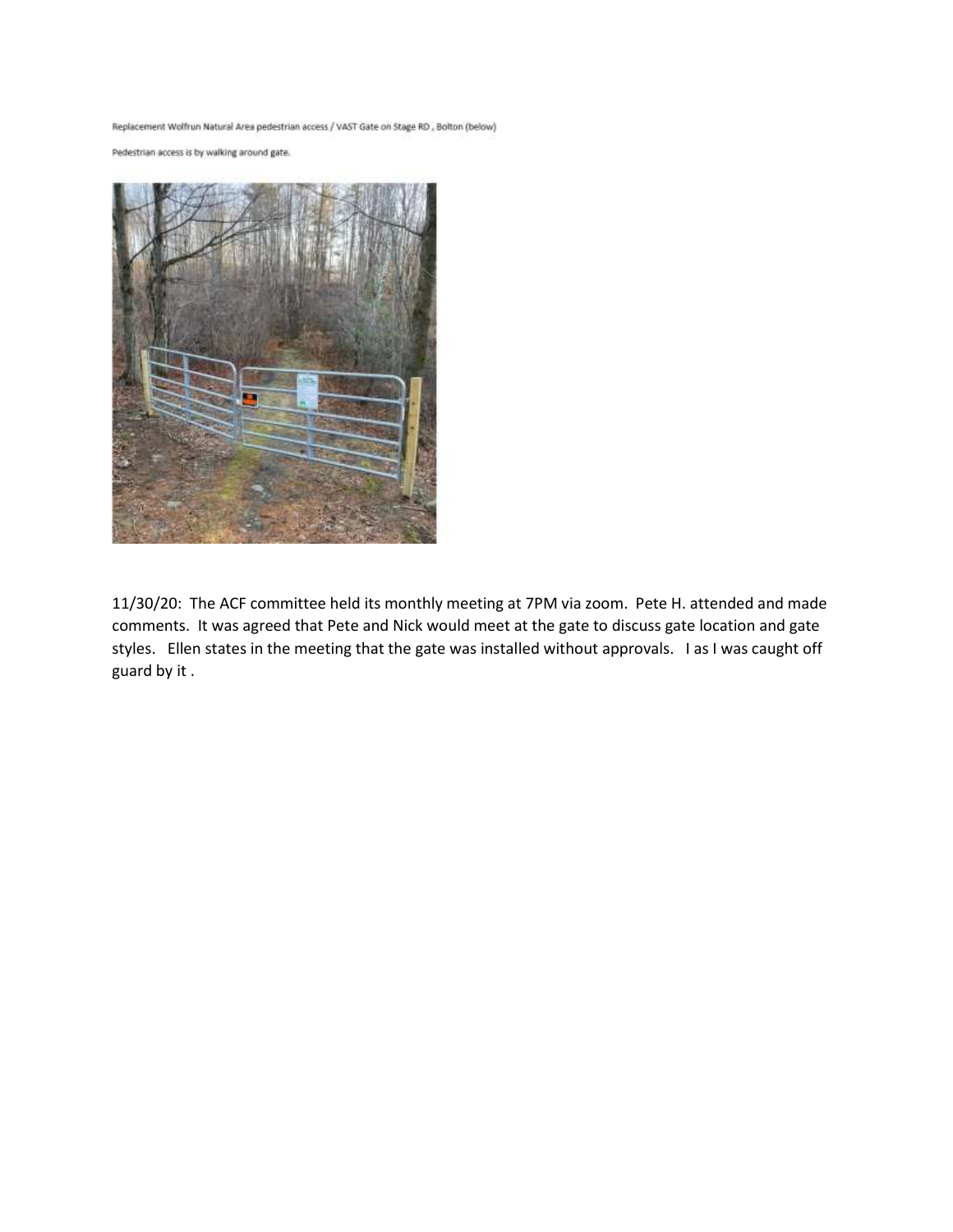Replacement Wolfrun Natural Area pedestrian access / VAST Gate on Stage RD , Bolton (below)

Pedestrian access is by walking around gate.

11/30/20: The ACF committee held its monthly meeting at 7PM via zoom. Pete H. attended and made comments. It was agreed that Pete and Nick would meet at the gate to discuss gate location and gate styles. Ellen states in the meeting that the gate was installed without approvals. I as I was caught off guard by it .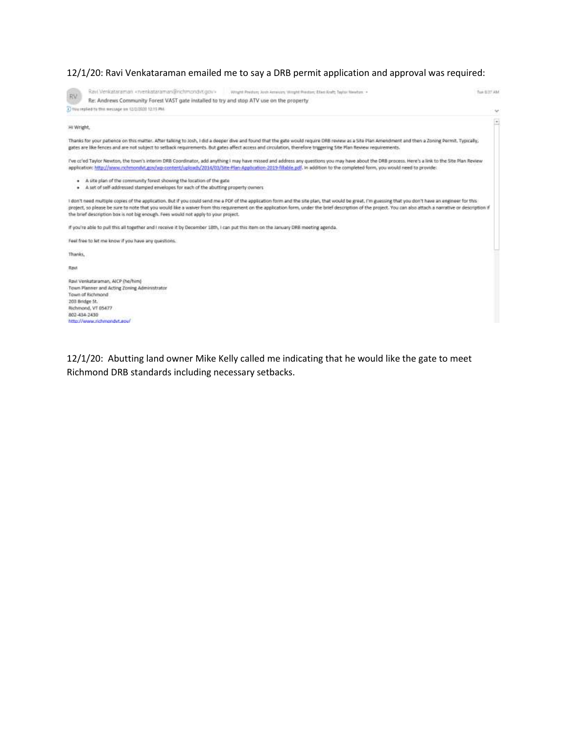12/1/20: Ravi Venkataraman emailed me to say a DRB permit application and approval was required:

Ravi Venkataraman <rvenkataraman@richmondvt.gov> | Wright Preston; Josh Arneson; Wright Preston; Ellen Kraft; Taylor Newton | Tue 8:37 AM

Re: Andrews Community Forest VAST gate installed to try and stop ATV use on the property

You replied to this message on 12/2/2020 12:15 PM.

Hi Wright,

Thanks for your patience on this matter. After talking to Josh, I did a deeper dive and found that the gate would require DRB review as a Site Plan Amendment and then a Zoning Permit. Typically, gates are like fences and are not subject to setback requirements. But gates affect access and circulation, therefore triggering Site Plan Review requirements.

I've cc'ed Taylor Newton, the town's interim DRB Coordinator, add anything I may have missed and address any questions you may have about the DRB process. Here's a link to the Site Plan Review application: http://www.richmondvt.gov/wp-content/uploads/2014/03/Site-Plan-Application-2019-fillable.pdf. In addition to the completed form, you would need to provide:

- A site plan of the community forest showing the location of the gate
- A set of self-addressed stamped envelopes for each of the abutting property owners

I don't need multiple copies of the application. But if you could send me a PDF of the application form and the site plan, that would be great. I'm guessing that you don't have an engineer for this project, so please be sure to note that you would like a waiver from this requirement on the application form, under the brief description of the project. You can also attach a narrative or description if the brief description box is not big enough. Fees would not apply to your project.

If you're able to pull this all together and I receive it by December 18th, I can put this item on the January DRB meeting agenda.

Feel free to let me know if you have any questions.

Thanks,

Ravi

Ravi Venkataraman, AICP (he/him)
Town Planner and Acting Zoning Administrator
Town of Richmond
203 Bridge St.
Richmond, VT 05477
802-434-2430
http://www.richmondvt.gov/

12/1/20: Abutting land owner Mike Kelly called me indicating that he would like the gate to meet Richmond DRB standards including necessary setbacks.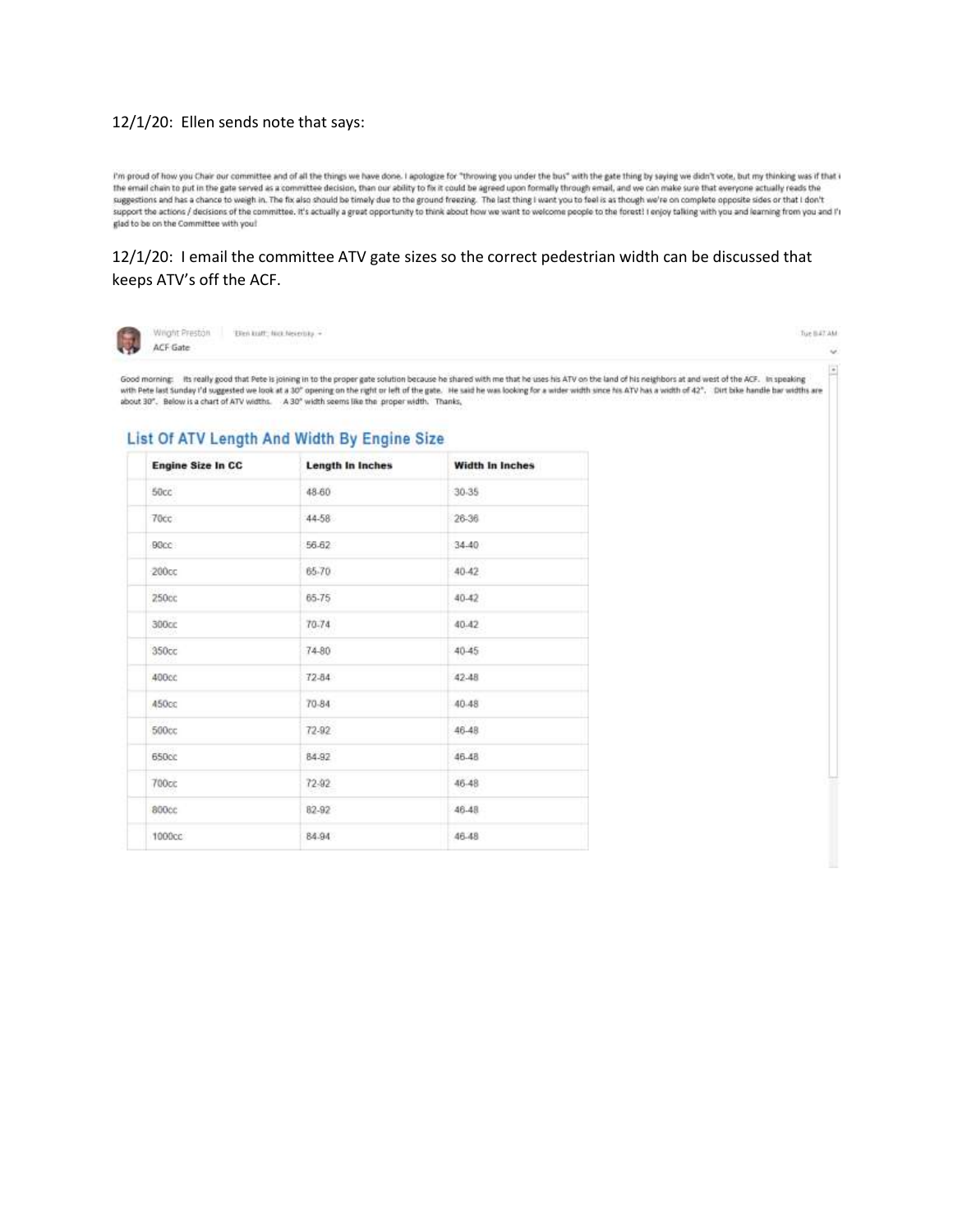12/1/20: Ellen sends note that says:

I'm proud of how you Chair our committee and of all the things we have done. I apologize for "throwing you under the bus" with the gate thing by saying we didn't vote, but my thinking was if that the email chain to put in the gate served as a committee decision, than our ability to fix it could be agreed upon formally through email, and we can make sure that everyone actually reads the suggestions and has a chance to weigh in. The fix also should be timely due to the ground freezing. The last thing I want you to feel is as though we're on complete opposite sides or that I don't support the actions / decisions of the committee. It's actually a great opportunity to think about how we want to welcome people to the forest! I enjoy talking with you and learning from you and I'm glad to be on the Committee with you!

12/1/20: I email the committee ATV gate sizes so the correct pedestrian width can be discussed that keeps ATV's off the ACF.

Wright Preston | Ellen Kraft; Nick Neversky
ACF Gate
Tue 8:47 AM

Good morning: Its really good that Pete is joining in to the proper gate solution because he shared with me that he uses his ATV on the land of his neighbors at and west of the ACF. In speaking with Pete last Sunday I'd suggested we look at a 30" opening on the right or left of the gate. He said he was looking for a wider width since his ATV has a width of 42". Dirt bike handle bar widths are about 30". Below is a chart of ATV widths. A 30" width seems like the proper width. Thanks,

## List Of ATV Length And Width By Engine Size

| Engine Size In CC | Length In Inches | Width In Inches |
|---|---|---|
| 50cc | 48-60 | 30-35 |
| 70cc | 44-58 | 26-36 |
| 90cc | 56-62 | 34-40 |
| 200cc | 65-70 | 40-42 |
| 250cc | 65-75 | 40-42 |
| 300cc | 70-74 | 40-42 |
| 350cc | 74-80 | 40-45 |
| 400cc | 72-84 | 42-48 |
| 450cc | 70-84 | 40-48 |
| 500cc | 72-92 | 46-48 |
| 650cc | 84-92 | 46-48 |
| 700cc | 72-92 | 46-48 |
| 800cc | 82-92 | 46-48 |
| 1000cc | 84-94 | 46-48 |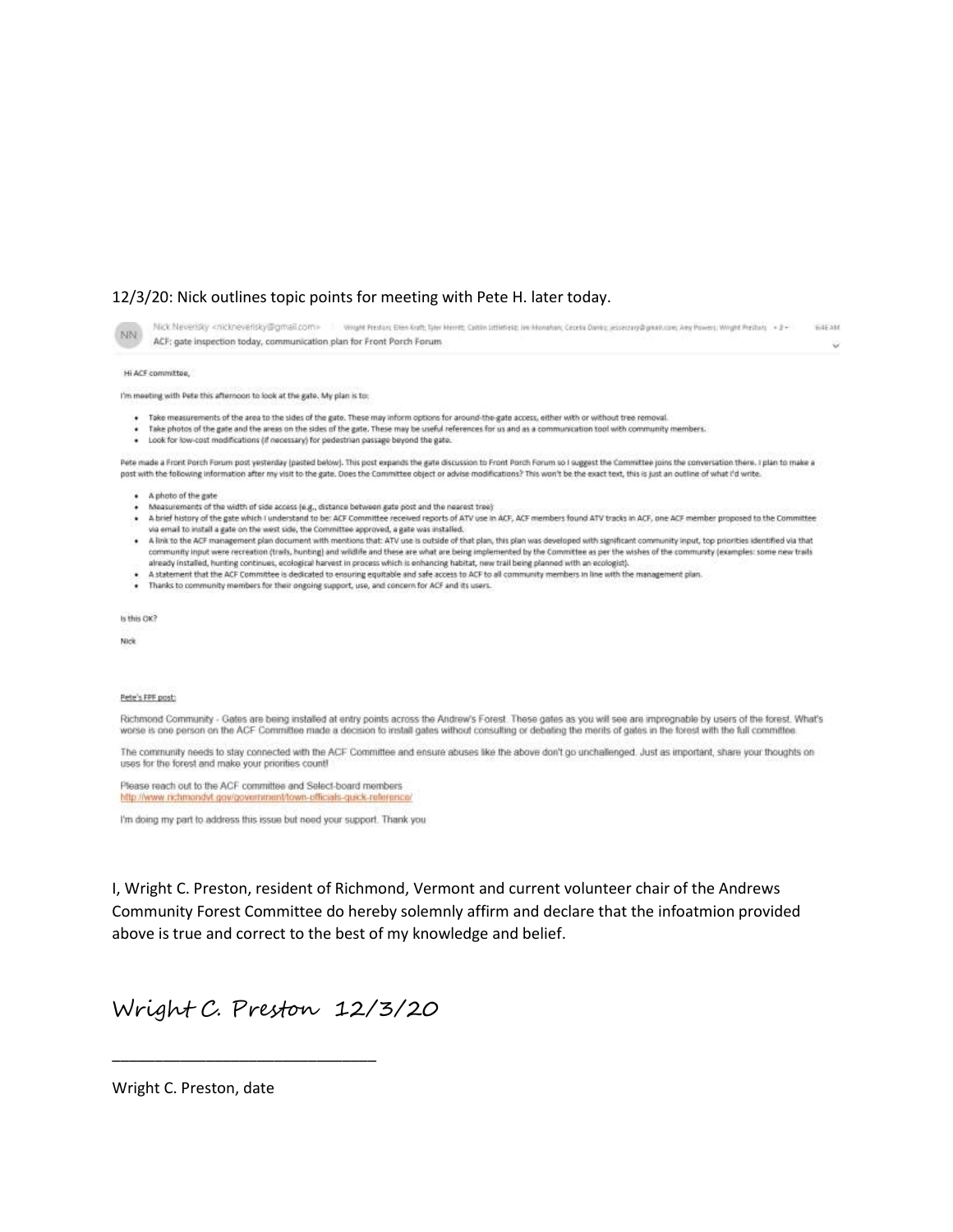12/3/20: Nick outlines topic points for meeting with Pete H. later today.

Nick Neverisky <nickneverisky@gmail.com> Wright Preston; Ellen Kraft; Tyler Merritt; Caitlin Littlefield; Jim Monahan; Cecelia Danks; jessecrary@gmail.com; Amy Powers; Wright Preston; +2 6:46 AM

ACF: gate inspection today, communication plan for Front Porch Forum

Hi ACF committee,

I'm meeting with Pete this afternoon to look at the gate. My plan is to:

- Take measurements of the area to the sides of the gate. These may inform options for around-the-gate access, either with or without tree removal.
- Take photos of the gate and the areas on the sides of the gate. These may be useful references for us and as a communication tool with community members.
- Look for low-cost modifications (if necessary) for pedestrian passage beyond the gate.

Pete made a Front Porch Forum post yesterday (pasted below). This post expands the gate discussion to Front Porch Forum so I suggest the Committee joins the conversation there. I plan to make a post with the following information after my visit to the gate. Does the Committee object or advise modifications? This won't be the exact text, this is just an outline of what I'd write.

- A photo of the gate
- Measurements of the width of side access (e.g., distance between gate post and the nearest tree)
- A brief history of the gate which I understand to be: ACF Committee received reports of ATV use in ACF, ACF members found ATV tracks in ACF, one ACF member proposed to the Committee via email to install a gate on the west side, the Committee approved, a gate was installed.
- A link to the ACF management plan document with mentions that: ATV use is outside of that plan, this plan was developed with significant community input, top priorities identified via that community input were recreation (trails, hunting) and wildlife and these are what are being implemented by the Committee as per the wishes of the community (examples: some new trails already installed, hunting continues, ecological harvest in process which is enhancing habitat, new trail being planned with an ecologist).
- A statement that the ACF Committee is dedicated to ensuring equitable and safe access to ACF to all community members in line with the management plan.
- Thanks to community members for their ongoing support, use, and concern for ACF and its users.

Is this OK?

Nick

Pete's FPF post:

Richmond Community - Gates are being installed at entry points across the Andrew's Forest. These gates as you will see are impregnable by users of the forest. What's worse is one person on the ACF Committee made a decision to install gates without consulting or debating the merits of gates in the forest with the full committee.

The community needs to stay connected with the ACF Committee and ensure abuses like the above don't go unchallenged. Just as important, share your thoughts on uses for the forest and make your priorities count!

Please reach out to the ACF committee and Select-board members
http://www.richmondvt.gov/government/town-officials-quick-reference/

I'm doing my part to address this issue but need your support. Thank you

I, Wright C. Preston, resident of Richmond, Vermont and current volunteer chair of the Andrews Community Forest Committee do hereby solemnly affirm and declare that the infoatmion provided above is true and correct to the best of my knowledge and belief.

Wright C. Preston 12/3/20

\_\_\_\_\_\_\_\_\_\_\_\_\_\_\_\_\_\_\_\_\_\_\_\_\_\_\_\_\_\_\_

Wright C. Preston, date